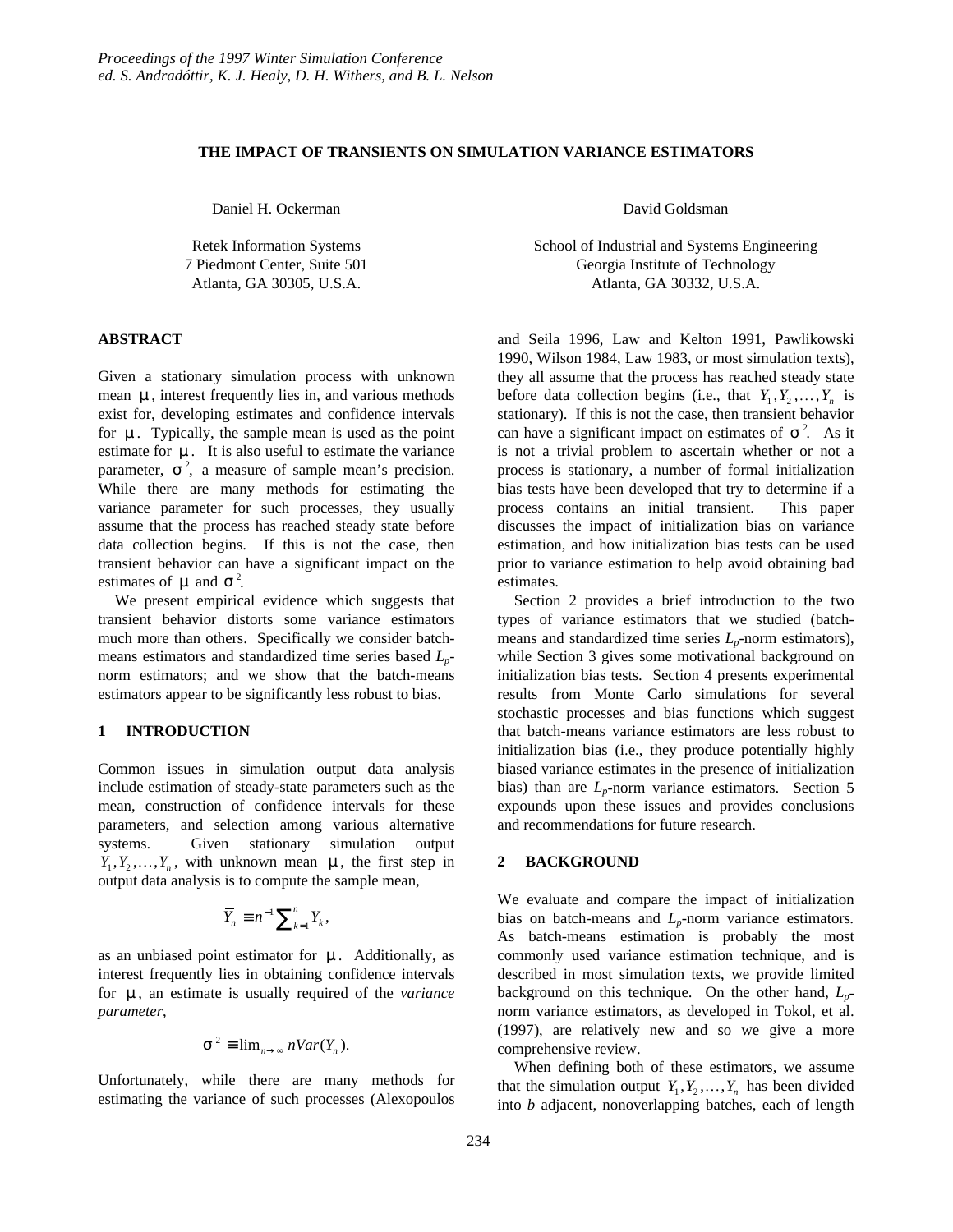Proceedings of the 1997 Winter Simulation Conference
ed. S. Andradóttir, K. J. Healy, D. H. Withers, and B. L. Nelson

# THE IMPACT OF TRANSIENTS ON SIMULATION VARIANCE ESTIMATORS

Daniel H. Ockerman

Retek Information Systems
7 Piedmont Center, Suite 501
Atlanta, GA 30305, U.S.A.

David Goldsman

School of Industrial and Systems Engineering
Georgia Institute of Technology
Atlanta, GA 30332, U.S.A.

## ABSTRACT

Given a stationary simulation process with unknown mean $\mu$, interest frequently lies in, and various methods exist for, developing estimates and confidence intervals for $\mu$. Typically, the sample mean is used as the point estimate for $\mu$. It is also useful to estimate the variance parameter, $\sigma^2$, a measure of sample mean's precision. While there are many methods for estimating the variance parameter for such processes, they usually assume that the process has reached steady state before data collection begins. If this is not the case, then transient behavior can have a significant impact on the estimates of $\mu$ and $\sigma^2$.

We present empirical evidence which suggests that transient behavior distorts some variance estimators much more than others. Specifically we consider batch-means estimators and standardized time series based $L_p$-norm estimators; and we show that the batch-means estimators appear to be significantly less robust to bias.

## 1 INTRODUCTION

Common issues in simulation output data analysis include estimation of steady-state parameters such as the mean, construction of confidence intervals for these parameters, and selection among various alternative systems. Given stationary simulation output $Y_1, Y_2, \ldots, Y_n$, with unknown mean $\mu$, the first step in output data analysis is to compute the sample mean,

$$\bar{Y}_n \equiv n^{-1} \sum_{k=1}^{n} Y_k,$$

as an unbiased point estimator for $\mu$. Additionally, as interest frequently lies in obtaining confidence intervals for $\mu$, an estimate is usually required of the *variance parameter*,

$$\sigma^2 \equiv \lim_{n \to \infty} n Var(\bar{Y}_n).$$

Unfortunately, while there are many methods for estimating the variance of such processes (Alexopoulos and Seila 1996, Law and Kelton 1991, Pawlikowski 1990, Wilson 1984, Law 1983, or most simulation texts), they all assume that the process has reached steady state before data collection begins (i.e., that $Y_1, Y_2, \ldots, Y_n$ is stationary). If this is not the case, then transient behavior can have a significant impact on estimates of $\sigma^2$. As it is not a trivial problem to ascertain whether or not a process is stationary, a number of formal initialization bias tests have been developed that try to determine if a process contains an initial transient. This paper discusses the impact of initialization bias on variance estimation, and how initialization bias tests can be used prior to variance estimation to help avoid obtaining bad estimates.

Section 2 provides a brief introduction to the two types of variance estimators that we studied (batch-means and standardized time series $L_p$-norm estimators), while Section 3 gives some motivational background on initialization bias tests. Section 4 presents experimental results from Monte Carlo simulations for several stochastic processes and bias functions which suggest that batch-means variance estimators are less robust to initialization bias (i.e., they produce potentially highly biased variance estimates in the presence of initialization bias) than are $L_p$-norm variance estimators. Section 5 expounds upon these issues and provides conclusions and recommendations for future research.

## 2 BACKGROUND

We evaluate and compare the impact of initialization bias on batch-means and $L_p$-norm variance estimators. As batch-means estimation is probably the most commonly used variance estimation technique, and is described in most simulation texts, we provide limited background on this technique. On the other hand, $L_p$-norm variance estimators, as developed in Tokol, et al. (1997), are relatively new and so we give a more comprehensive review.

When defining both of these estimators, we assume that the simulation output $Y_1, Y_2, \ldots, Y_n$ has been divided into $b$ adjacent, nonoverlapping batches, each of length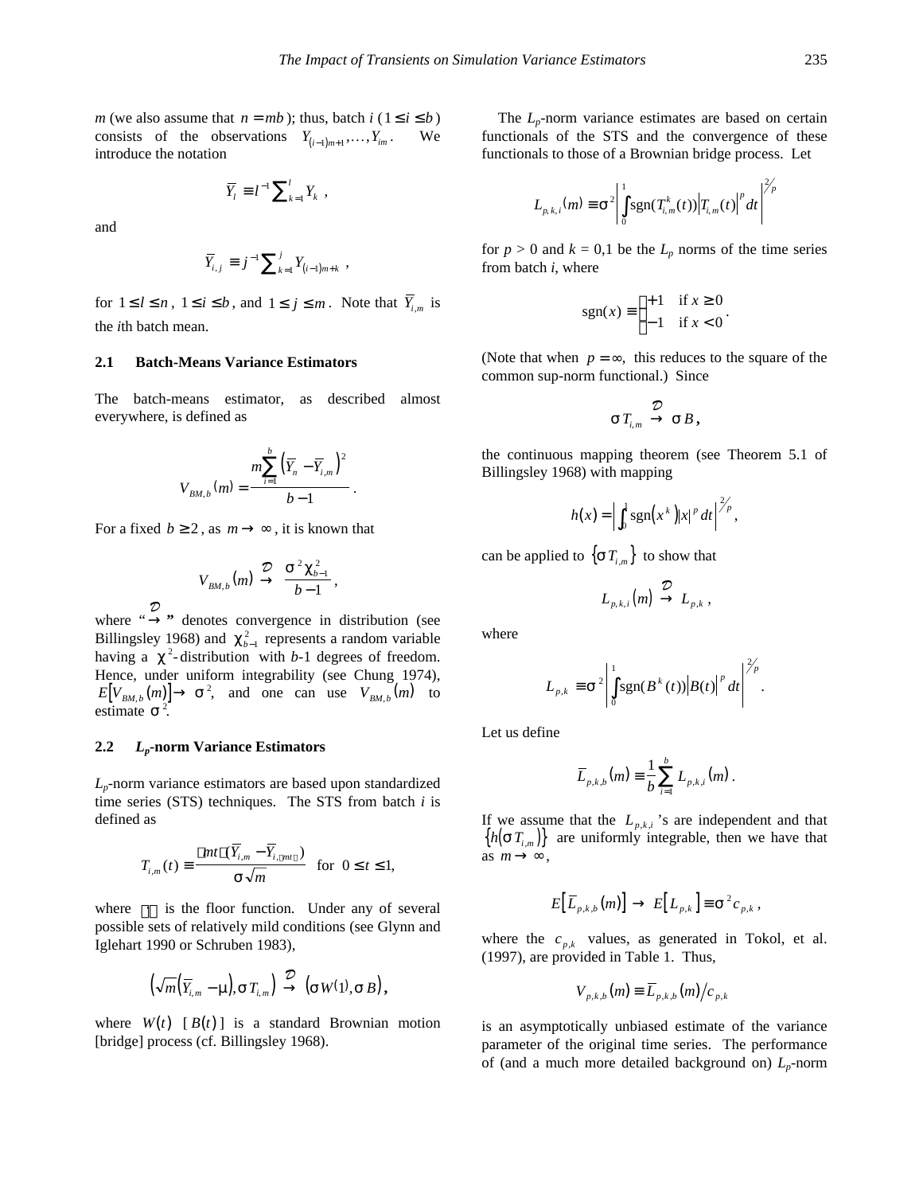$m$ (we also assume that $n = mb$); thus, batch $i$ ($1 \le i \le b$) consists of the observations $Y_{(i-1)m+1}, \ldots, Y_{im}$. We introduce the notation

$$\bar{Y}_l \equiv l^{-1} \sum_{k=1}^{l} Y_k \ ,$$

and

$$\bar{Y}_{i,j} \equiv j^{-1} \sum_{k=1}^{j} Y_{(i-1)m+k} \ ,$$

for $1 \le l \le n$, $1 \le i \le b$, and $1 \le j \le m$. Note that $\bar{Y}_{i,m}$ is the $i$th batch mean.

### 2.1 Batch-Means Variance Estimators

The batch-means estimator, as described almost everywhere, is defined as

$$V_{BM,b}(m) = \frac{m \sum_{i=1}^{b} \left( \bar{Y}_n - \bar{Y}_{i,m} \right)^2}{b-1} \ .$$

For a fixed $b \ge 2$, as $m \to \infty$, it is known that

$$V_{BM,b}(m) \xrightarrow{\mathcal{D}} \frac{\sigma^2 \chi^2_{b-1}}{b-1} \ ,$$

where "$\xrightarrow{\mathcal{D}}$" denotes convergence in distribution (see Billingsley 1968) and $\chi^2_{b-1}$ represents a random variable having a $\chi^2$-distribution with $b$-1 degrees of freedom. Hence, under uniform integrability (see Chung 1974), $E[V_{BM,b}(m)] \to \sigma^2$, and one can use $V_{BM,b}(m)$ to estimate $\sigma^2$.

### 2.2 $L_p$-norm Variance Estimators

$L_p$-norm variance estimators are based upon standardized time series (STS) techniques. The STS from batch $i$ is defined as

$$T_{i,m}(t) \equiv \frac{\lfloor mt \rfloor (\bar{Y}_{i,m} - \bar{Y}_{i,\lfloor mt \rfloor})}{\sigma \sqrt{m}} \quad \text{for} \ 0 \le t \le 1,$$

where $\lfloor \cdot \rfloor$ is the floor function. Under any of several possible sets of relatively mild conditions (see Glynn and Iglehart 1990 or Schruben 1983),

$$\left( \sqrt{m}\left(\bar{Y}_{i,m} - \mu\right), \sigma T_{i,m} \right) \xrightarrow{\mathcal{D}} \left( \sigma W(1), \sigma B \right),$$

where $W(t)$ [$B(t)$] is a standard Brownian motion [bridge] process (cf. Billingsley 1968).

The $L_p$-norm variance estimates are based on certain functionals of the STS and the convergence of these functionals to those of a Brownian bridge process. Let

$$L_{p,k,i}(m) \equiv \sigma^2 \left| \int_0^1 \text{sgn}(T^k_{i,m}(t)) \left| T_{i,m}(t) \right|^p dt \right|^{2/p}$$

for $p > 0$ and $k = 0,1$ be the $L_p$ norms of the time series from batch $i$, where

$$\text{sgn}(x) \equiv \begin{cases} +1 & \text{if } x \ge 0 \\ -1 & \text{if } x < 0 \end{cases}.$$

(Note that when $p = \infty$, this reduces to the square of the common sup-norm functional.) Since

$$\sigma T_{i,m} \xrightarrow{\mathcal{D}} \sigma B,$$

the continuous mapping theorem (see Theorem 5.1 of Billingsley 1968) with mapping

$$h(x) = \left| \int_0^1 \text{sgn}\left(x^k\right) |x|^p \, dt \right|^{2/p},$$

can be applied to $\{\sigma T_{i,m}\}$ to show that

$$L_{p,k,i}(m) \xrightarrow{\mathcal{D}} L_{p,k} \ ,$$

where

$$L_{p,k} \equiv \sigma^2 \left| \int_0^1 \text{sgn}(B^k(t)) \left| B(t) \right|^p dt \right|^{2/p}.$$

Let us define

$$\bar{L}_{p,k,b}(m) \equiv \frac{1}{b} \sum_{i=1}^{b} L_{p,k,i}(m) \, .$$

If we assume that the $L_{p,k,i}$'s are independent and that $\{h(\sigma T_{i,m})\}$ are uniformly integrable, then we have that as $m \to \infty$,

$$E\left[\bar{L}_{p,k,b}(m)\right] \to E\left[L_{p,k}\right] \equiv \sigma^2 c_{p,k} \ ,$$

where the $c_{p,k}$ values, as generated in Tokol, et al. (1997), are provided in Table 1. Thus,

$$V_{p,k,b}(m) \equiv \bar{L}_{p,k,b}(m) / c_{p,k}$$

is an asymptotically unbiased estimate of the variance parameter of the original time series. The performance of (and a much more detailed background on) $L_p$-norm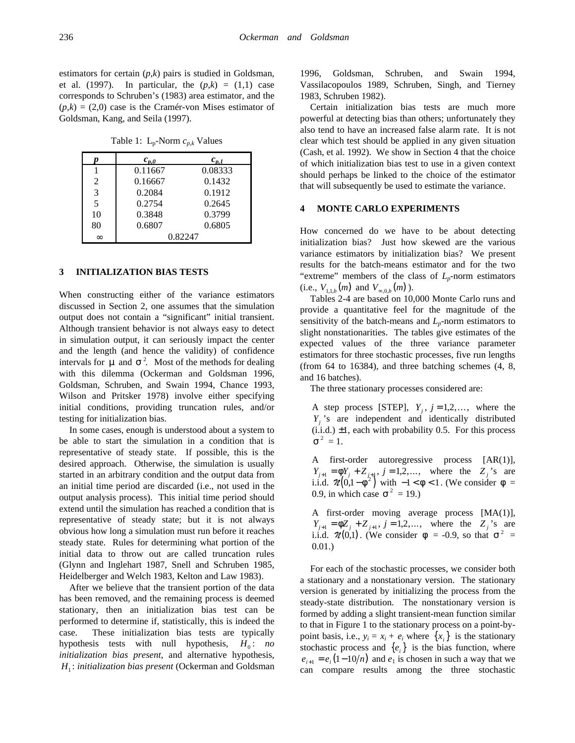estimators for certain $(p,k)$ pairs is studied in Goldsman, et al. (1997). In particular, the $(p,k) = (1,1)$ case corresponds to Schruben's (1983) area estimator, and the $(p,k) = (2,0)$ case is the Cramér-von Mises estimator of Goldsman, Kang, and Seila (1997).

Table 1: $L_p$-Norm $c_{p,k}$ Values

| $p$ | $c_{p,0}$ | $c_{p,1}$ |
|---|---|---|
| 1 | 0.11667 | 0.08333 |
| 2 | 0.16667 | 0.1432 |
| 3 | 0.2084 | 0.1912 |
| 5 | 0.2754 | 0.2645 |
| 10 | 0.3848 | 0.3799 |
| 80 | 0.6807 | 0.6805 |
| $\infty$ | 0.82247 | |

## 3 INITIALIZATION BIAS TESTS

When constructing either of the variance estimators discussed in Section 2, one assumes that the simulation output does not contain a "significant" initial transient. Although transient behavior is not always easy to detect in simulation output, it can seriously impact the center and the length (and hence the validity) of confidence intervals for $\mu$ and $\sigma^2$. Most of the methods for dealing with this dilemma (Ockerman and Goldsman 1996, Goldsman, Schruben, and Swain 1994, Chance 1993, Wilson and Pritsker 1978) involve either specifying initial conditions, providing truncation rules, and/or testing for initialization bias.

In some cases, enough is understood about a system to be able to start the simulation in a condition that is representative of steady state. If possible, this is the desired approach. Otherwise, the simulation is usually started in an arbitrary condition and the output data from an initial time period are discarded (i.e., not used in the output analysis process). This initial time period should extend until the simulation has reached a condition that is representative of steady state; but it is not always obvious how long a simulation must run before it reaches steady state. Rules for determining what portion of the initial data to throw out are called truncation rules (Glynn and Inglehart 1987, Snell and Schruben 1985, Heidelberger and Welch 1983, Kelton and Law 1983).

After we believe that the transient portion of the data has been removed, and the remaining process is deemed stationary, then an initialization bias test can be performed to determine if, statistically, this is indeed the case. These initialization bias tests are typically hypothesis tests with null hypothesis, $H_0$: *no initialization bias present*, and alternative hypothesis, $H_1$: *initialization bias present* (Ockerman and Goldsman 1996, Goldsman, Schruben, and Swain 1994, Vassilacopoulos 1989, Schruben, Singh, and Tierney 1983, Schruben 1982).

Certain initialization bias tests are much more powerful at detecting bias than others; unfortunately they also tend to have an increased false alarm rate. It is not clear which test should be applied in any given situation (Cash, et al. 1992). We show in Section 4 that the choice of which initialization bias test to use in a given context should perhaps be linked to the choice of the estimator that will subsequently be used to estimate the variance.

## 4 MONTE CARLO EXPERIMENTS

How concerned do we have to be about detecting initialization bias? Just how skewed are the various variance estimators by initialization bias? We present results for the batch-means estimator and for the two "extreme" members of the class of $L_p$-norm estimators (i.e., $V_{1,1,b}(m)$ and $V_{\infty,0,b}(m)$).

Tables 2-4 are based on 10,000 Monte Carlo runs and provide a quantitative feel for the magnitude of the sensitivity of the batch-means and $L_p$-norm estimators to slight nonstationarities. The tables give estimates of the expected values of the three variance parameter estimators for three stochastic processes, five run lengths (from 64 to 16384), and three batching schemes (4, 8, and 16 batches).

The three stationary processes considered are:

A step process [STEP], $Y_j$, $j = 1,2,\ldots,$ where the $Y_j$'s are independent and identically distributed (i.i.d.) $\pm 1$, each with probability 0.5. For this process $\sigma^2 = 1$.

A first-order autoregressive process [AR(1)], $Y_{j+1} = \phi Y_j + Z_{j+1}$, $j = 1,2,\ldots,$ where the $Z_j$'s are i.i.d. $\mathcal{N}(0,1-\phi^2)$ with $-1 < \phi < 1$. (We consider $\phi$ = 0.9, in which case $\sigma^2$ = 19.)

A first-order moving average process [MA(1)], $Y_{j+1} = \phi Z_j + Z_{j+1}$, $j = 1,2,\ldots,$ where the $Z_j$'s are i.i.d. $\mathcal{N}(0,1)$. (We consider $\phi$ = -0.9, so that $\sigma^2$ = 0.01.)

For each of the stochastic processes, we consider both a stationary and a nonstationary version. The stationary version is generated by initializing the process from the steady-state distribution. The nonstationary version is formed by adding a slight transient-mean function similar to that in Figure 1 to the stationary process on a point-by-point basis, i.e., $y_i = x_i + e_i$ where $\{x_i\}$ is the stationary stochastic process and $\{e_i\}$ is the bias function, where $e_{i+1} = e_i(1 - 10/n)$ and $e_1$ is chosen in such a way that we can compare results among the three stochastic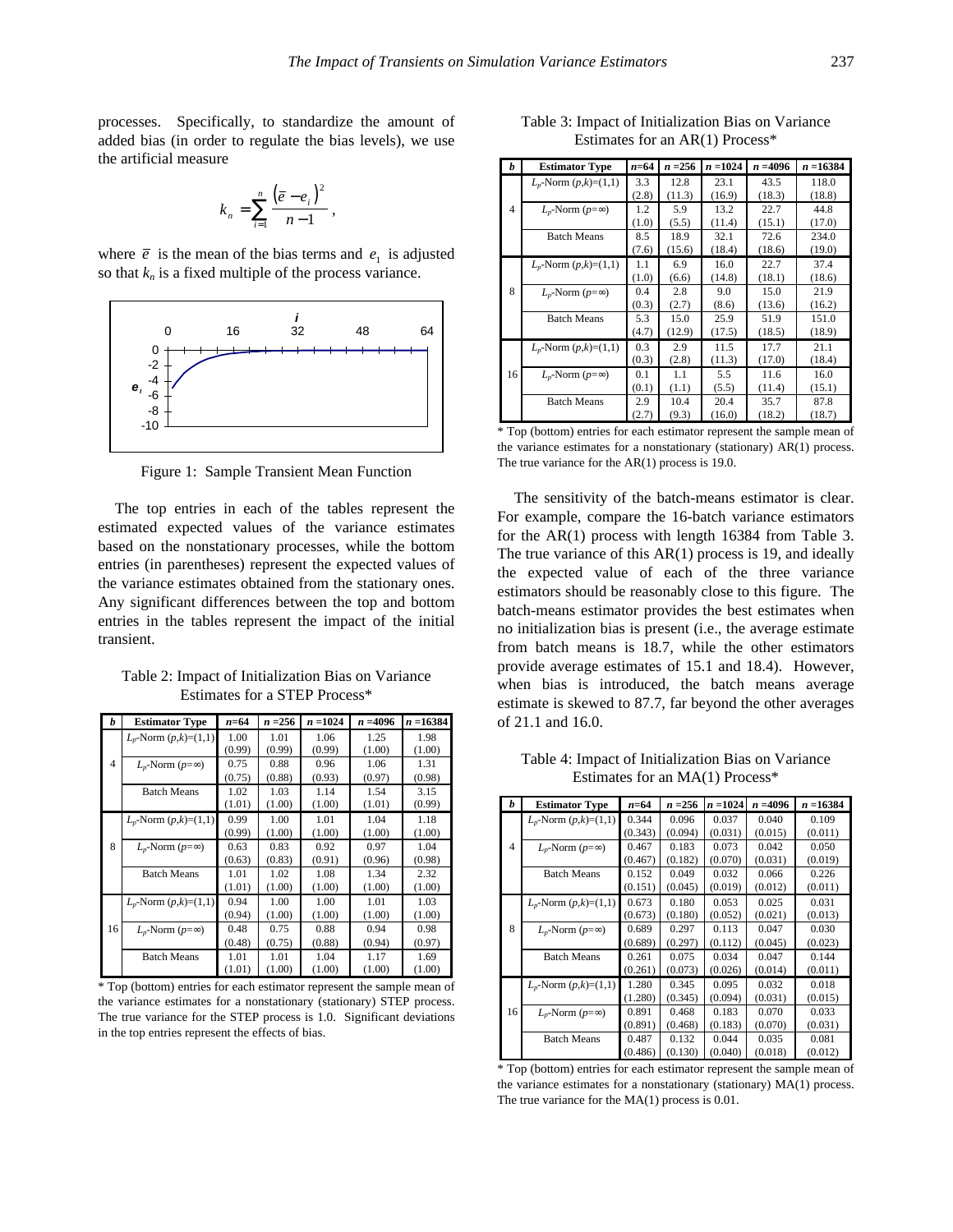processes. Specifically, to standardize the amount of added bias (in order to regulate the bias levels), we use the artificial measure

$$k_n = \sum_{i=1}^{n} \frac{\left(\bar{e} - e_i\right)^2}{n-1},$$

where $\bar{e}$ is the mean of the bias terms and $e_1$ is adjusted so that $k_n$ is a fixed multiple of the process variance.

Figure 1: Sample Transient Mean Function

The top entries in each of the tables represent the estimated expected values of the variance estimates based on the nonstationary processes, while the bottom entries (in parentheses) represent the expected values of the variance estimates obtained from the stationary ones. Any significant differences between the top and bottom entries in the tables represent the impact of the initial transient.

Table 2: Impact of Initialization Bias on Variance Estimates for a STEP Process*

| *b* | Estimator Type | *n*=64 | *n* =256 | *n* =1024 | *n* =4096 | *n* =16384 |
|---|---|---|---|---|---|---|
| 4 | $L_p$-Norm $(p,k)$=(1,1) | 1.00 (0.99) | 1.01 (0.99) | 1.06 (0.99) | 1.25 (1.00) | 1.98 (1.00) |
| | $L_p$-Norm ($p$=∞) | 0.75 (0.75) | 0.88 (0.88) | 0.96 (0.93) | 1.06 (0.97) | 1.31 (0.98) |
| | Batch Means | 1.02 (1.01) | 1.03 (1.00) | 1.14 (1.00) | 1.54 (1.01) | 3.15 (0.99) |
| 8 | $L_p$-Norm $(p,k)$=(1,1) | 0.99 (0.99) | 1.00 (1.00) | 1.01 (1.00) | 1.04 (1.00) | 1.18 (1.00) |
| | $L_p$-Norm ($p$=∞) | 0.63 (0.63) | 0.83 (0.83) | 0.92 (0.91) | 0.97 (0.96) | 1.04 (0.98) |
| | Batch Means | 1.01 (1.01) | 1.02 (1.00) | 1.08 (1.00) | 1.34 (1.00) | 2.32 (1.00) |
| 16 | $L_p$-Norm $(p,k)$=(1,1) | 0.94 (0.94) | 1.00 (1.00) | 1.00 (1.00) | 1.01 (1.00) | 1.03 (1.00) |
| | $L_p$-Norm ($p$=∞) | 0.48 (0.48) | 0.75 (0.75) | 0.88 (0.88) | 0.94 (0.94) | 0.98 (0.97) |
| | Batch Means | 1.01 (1.01) | 1.01 (1.00) | 1.04 (1.00) | 1.17 (1.00) | 1.69 (1.00) |

* Top (bottom) entries for each estimator represent the sample mean of the variance estimates for a nonstationary (stationary) STEP process. The true variance for the STEP process is 1.0. Significant deviations in the top entries represent the effects of bias.

Table 3: Impact of Initialization Bias on Variance Estimates for an AR(1) Process*

| *b* | Estimator Type | *n*=64 | *n* =256 | *n* =1024 | *n* =4096 | *n* =16384 |
|---|---|---|---|---|---|---|
| 4 | $L_p$-Norm $(p,k)$=(1,1) | 3.3 (2.8) | 12.8 (11.3) | 23.1 (16.9) | 43.5 (18.3) | 118.0 (18.8) |
| | $L_p$-Norm ($p$=∞) | 1.2 (1.0) | 5.9 (5.5) | 13.2 (11.4) | 22.7 (15.1) | 44.8 (17.0) |
| | Batch Means | 8.5 (7.6) | 18.9 (15.6) | 32.1 (18.4) | 72.6 (18.6) | 234.0 (19.0) |
| 8 | $L_p$-Norm $(p,k)$=(1,1) | 1.1 (1.0) | 6.9 (6.6) | 16.0 (14.8) | 22.7 (18.1) | 37.4 (18.6) |
| | $L_p$-Norm ($p$=∞) | 0.4 (0.3) | 2.8 (2.7) | 9.0 (8.6) | 15.0 (13.6) | 21.9 (16.2) |
| | Batch Means | 5.3 (4.7) | 15.0 (12.9) | 25.9 (17.5) | 51.9 (18.5) | 151.0 (18.9) |
| 16 | $L_p$-Norm $(p,k)$=(1,1) | 0.3 (0.3) | 2.9 (2.8) | 11.5 (11.3) | 17.7 (17.0) | 21.1 (18.4) |
| | $L_p$-Norm ($p$=∞) | 0.1 (0.1) | 1.1 (1.1) | 5.5 (5.5) | 11.6 (11.4) | 16.0 (15.1) |
| | Batch Means | 2.9 (2.7) | 10.4 (9.3) | 20.4 (16.0) | 35.7 (18.2) | 87.8 (18.7) |

* Top (bottom) entries for each estimator represent the sample mean of the variance estimates for a nonstationary (stationary) AR(1) process. The true variance for the AR(1) process is 19.0.

The sensitivity of the batch-means estimator is clear. For example, compare the 16-batch variance estimators for the AR(1) process with length 16384 from Table 3. The true variance of this AR(1) process is 19, and ideally the expected value of each of the three variance estimators should be reasonably close to this figure. The batch-means estimator provides the best estimates when no initialization bias is present (i.e., the average estimate from batch means is 18.7, while the other estimators provide average estimates of 15.1 and 18.4). However, when bias is introduced, the batch means average estimate is skewed to 87.7, far beyond the other averages of 21.1 and 16.0.

Table 4: Impact of Initialization Bias on Variance Estimates for an MA(1) Process*

| *b* | Estimator Type | *n*=64 | *n* =256 | *n* =1024 | *n* =4096 | *n* =16384 |
|---|---|---|---|---|---|---|
| 4 | $L_p$-Norm $(p,k)$=(1,1) | 0.344 (0.343) | 0.096 (0.094) | 0.037 (0.031) | 0.040 (0.015) | 0.109 (0.011) |
| | $L_p$-Norm ($p$=∞) | 0.467 (0.467) | 0.183 (0.182) | 0.073 (0.070) | 0.042 (0.031) | 0.050 (0.019) |
| | Batch Means | 0.152 (0.151) | 0.049 (0.045) | 0.032 (0.019) | 0.066 (0.012) | 0.226 (0.011) |
| 8 | $L_p$-Norm $(p,k)$=(1,1) | 0.673 (0.673) | 0.180 (0.180) | 0.053 (0.052) | 0.025 (0.021) | 0.031 (0.013) |
| | $L_p$-Norm ($p$=∞) | 0.689 (0.689) | 0.297 (0.297) | 0.113 (0.112) | 0.047 (0.045) | 0.030 (0.023) |
| | Batch Means | 0.261 (0.261) | 0.075 (0.073) | 0.034 (0.026) | 0.047 (0.014) | 0.144 (0.011) |
| 16 | $L_p$-Norm $(p,k)$=(1,1) | 1.280 (1.280) | 0.345 (0.345) | 0.095 (0.094) | 0.032 (0.031) | 0.018 (0.015) |
| | $L_p$-Norm ($p$=∞) | 0.891 (0.891) | 0.468 (0.468) | 0.183 (0.183) | 0.070 (0.070) | 0.033 (0.031) |
| | Batch Means | 0.487 (0.486) | 0.132 (0.130) | 0.044 (0.040) | 0.035 (0.018) | 0.081 (0.012) |

* Top (bottom) entries for each estimator represent the sample mean of the variance estimates for a nonstationary (stationary) MA(1) process. The true variance for the MA(1) process is 0.01.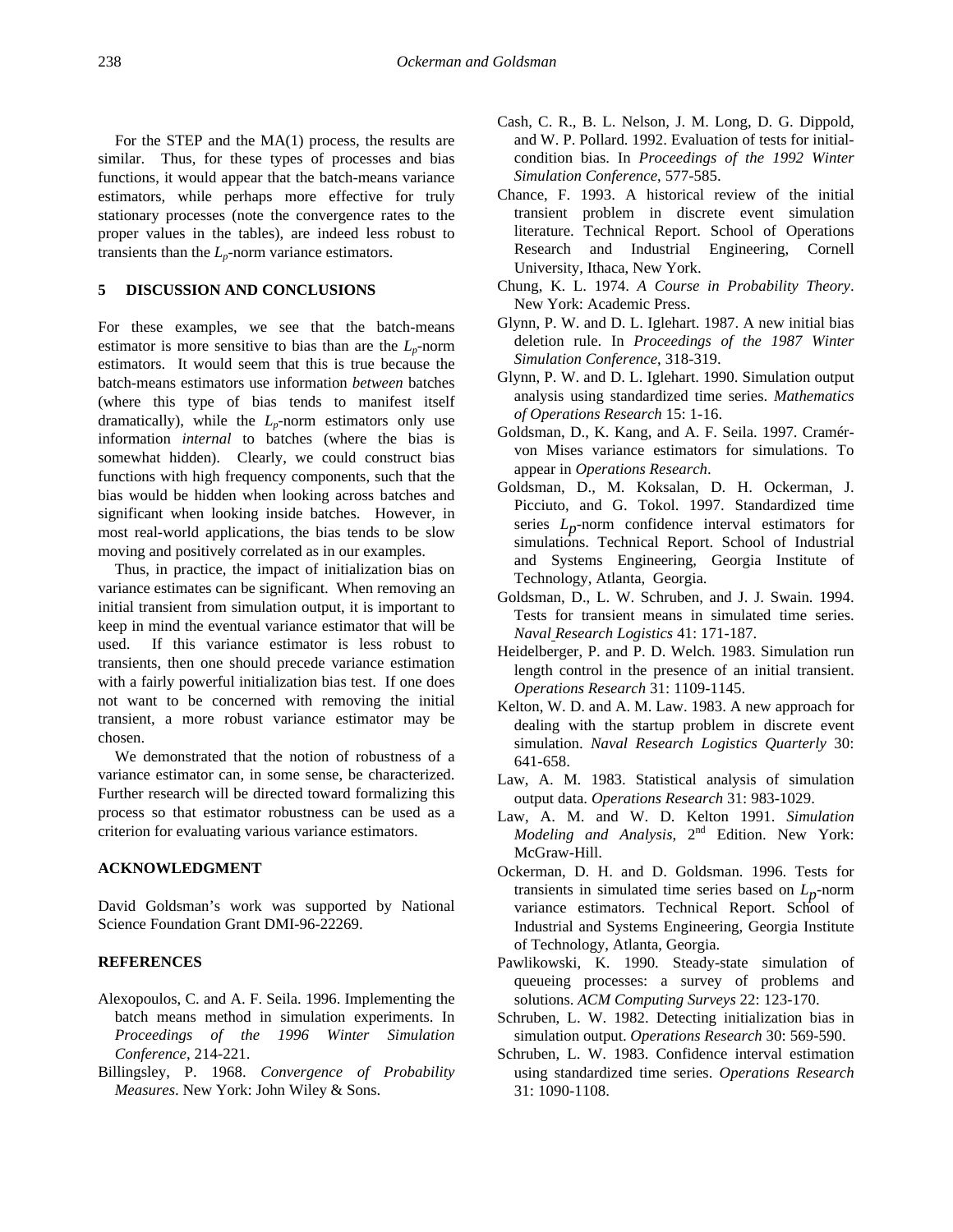For the STEP and the MA(1) process, the results are similar. Thus, for these types of processes and bias functions, it would appear that the batch-means variance estimators, while perhaps more effective for truly stationary processes (note the convergence rates to the proper values in the tables), are indeed less robust to transients than the $L_p$-norm variance estimators.

## 5 DISCUSSION AND CONCLUSIONS

For these examples, we see that the batch-means estimator is more sensitive to bias than are the $L_p$-norm estimators. It would seem that this is true because the batch-means estimators use information *between* batches (where this type of bias tends to manifest itself dramatically), while the $L_p$-norm estimators only use information *internal* to batches (where the bias is somewhat hidden). Clearly, we could construct bias functions with high frequency components, such that the bias would be hidden when looking across batches and significant when looking inside batches. However, in most real-world applications, the bias tends to be slow moving and positively correlated as in our examples.

Thus, in practice, the impact of initialization bias on variance estimates can be significant. When removing an initial transient from simulation output, it is important to keep in mind the eventual variance estimator that will be used. If this variance estimator is less robust to transients, then one should precede variance estimation with a fairly powerful initialization bias test. If one does not want to be concerned with removing the initial transient, a more robust variance estimator may be chosen.

We demonstrated that the notion of robustness of a variance estimator can, in some sense, be characterized. Further research will be directed toward formalizing this process so that estimator robustness can be used as a criterion for evaluating various variance estimators.

## ACKNOWLEDGMENT

David Goldsman's work was supported by National Science Foundation Grant DMI-96-22269.

## REFERENCES

Alexopoulos, C. and A. F. Seila. 1996. Implementing the batch means method in simulation experiments. In *Proceedings of the 1996 Winter Simulation Conference*, 214-221.

Billingsley, P. 1968. *Convergence of Probability Measures*. New York: John Wiley & Sons.

Cash, C. R., B. L. Nelson, J. M. Long, D. G. Dippold, and W. P. Pollard. 1992. Evaluation of tests for initial-condition bias. In *Proceedings of the 1992 Winter Simulation Conference*, 577-585.

Chance, F. 1993. A historical review of the initial transient problem in discrete event simulation literature. Technical Report. School of Operations Research and Industrial Engineering, Cornell University, Ithaca, New York.

Chung, K. L. 1974. *A Course in Probability Theory*. New York: Academic Press.

Glynn, P. W. and D. L. Iglehart. 1987. A new initial bias deletion rule. In *Proceedings of the 1987 Winter Simulation Conference*, 318-319.

Glynn, P. W. and D. L. Iglehart. 1990. Simulation output analysis using standardized time series. *Mathematics of Operations Research* 15: 1-16.

Goldsman, D., K. Kang, and A. F. Seila. 1997. Cramér-von Mises variance estimators for simulations. To appear in *Operations Research*.

Goldsman, D., M. Koksalan, D. H. Ockerman, J. Picciuto, and G. Tokol. 1997. Standardized time series $L_p$-norm confidence interval estimators for simulations. Technical Report. School of Industrial and Systems Engineering, Georgia Institute of Technology, Atlanta, Georgia.

Goldsman, D., L. W. Schruben, and J. J. Swain. 1994. Tests for transient means in simulated time series. *Naval Research Logistics* 41: 171-187.

Heidelberger, P. and P. D. Welch. 1983. Simulation run length control in the presence of an initial transient. *Operations Research* 31: 1109-1145.

Kelton, W. D. and A. M. Law. 1983. A new approach for dealing with the startup problem in discrete event simulation. *Naval Research Logistics Quarterly* 30: 641-658.

Law, A. M. 1983. Statistical analysis of simulation output data. *Operations Research* 31: 983-1029.

Law, A. M. and W. D. Kelton 1991. *Simulation Modeling and Analysis*, 2nd Edition. New York: McGraw-Hill.

Ockerman, D. H. and D. Goldsman. 1996. Tests for transients in simulated time series based on $L_p$-norm variance estimators. Technical Report. School of Industrial and Systems Engineering, Georgia Institute of Technology, Atlanta, Georgia.

Pawlikowski, K. 1990. Steady-state simulation of queueing processes: a survey of problems and solutions. *ACM Computing Surveys* 22: 123-170.

Schruben, L. W. 1982. Detecting initialization bias in simulation output. *Operations Research* 30: 569-590.

Schruben, L. W. 1983. Confidence interval estimation using standardized time series. *Operations Research* 31: 1090-1108.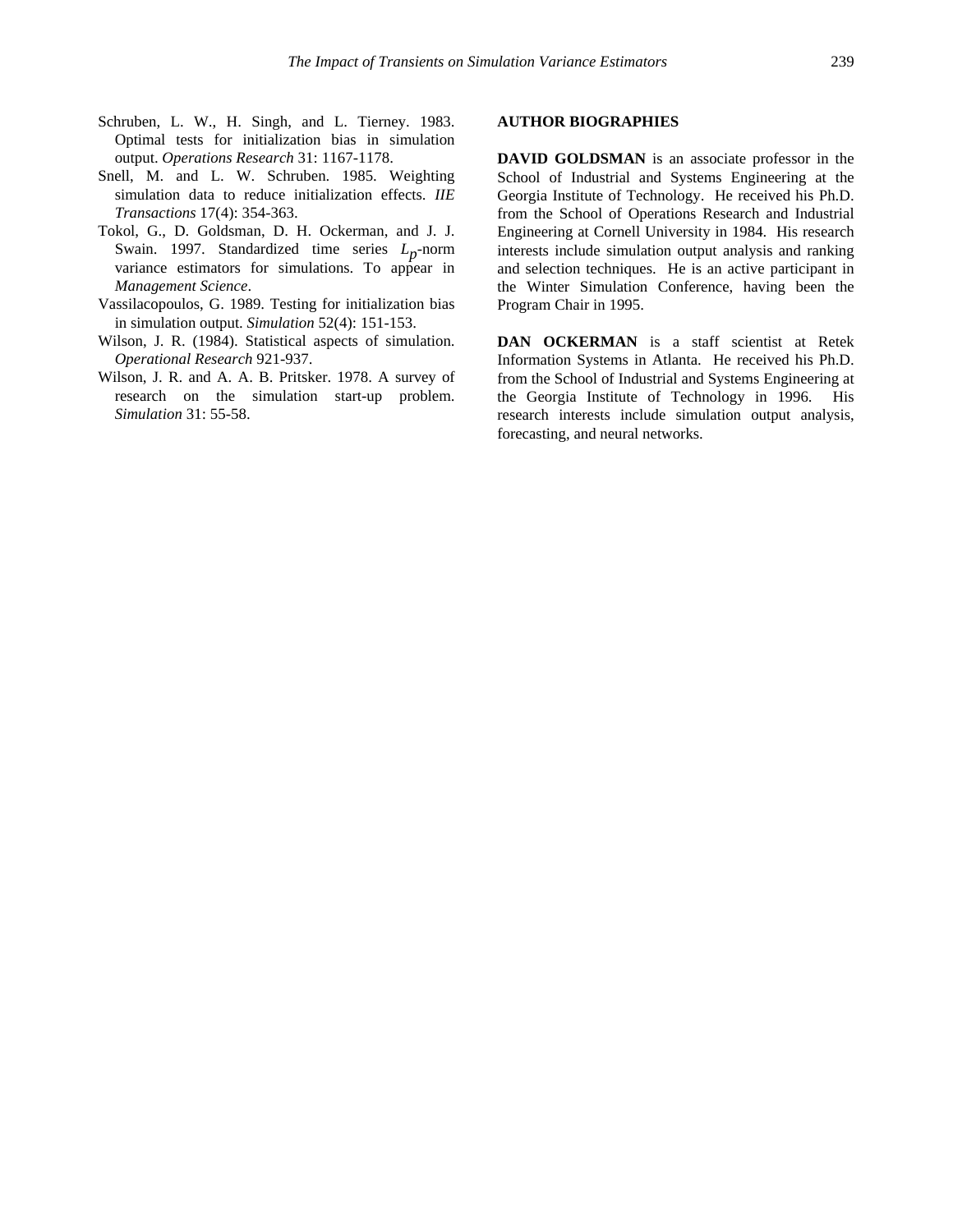Schruben, L. W., H. Singh, and L. Tierney. 1983. Optimal tests for initialization bias in simulation output. *Operations Research* 31: 1167-1178.

Snell, M. and L. W. Schruben. 1985. Weighting simulation data to reduce initialization effects. *IIE Transactions* 17(4): 354-363.

Tokol, G., D. Goldsman, D. H. Ockerman, and J. J. Swain. 1997. Standardized time series $L_p$-norm variance estimators for simulations. To appear in *Management Science*.

Vassilacopoulos, G. 1989. Testing for initialization bias in simulation output. *Simulation* 52(4): 151-153.

Wilson, J. R. (1984). Statistical aspects of simulation. *Operational Research* 921-937.

Wilson, J. R. and A. A. B. Pritsker. 1978. A survey of research on the simulation start-up problem. *Simulation* 31: 55-58.

## AUTHOR BIOGRAPHIES

**DAVID GOLDSMAN** is an associate professor in the School of Industrial and Systems Engineering at the Georgia Institute of Technology. He received his Ph.D. from the School of Operations Research and Industrial Engineering at Cornell University in 1984. His research interests include simulation output analysis and ranking and selection techniques. He is an active participant in the Winter Simulation Conference, having been the Program Chair in 1995.

**DAN OCKERMAN** is a staff scientist at Retek Information Systems in Atlanta. He received his Ph.D. from the School of Industrial and Systems Engineering at the Georgia Institute of Technology in 1996. His research interests include simulation output analysis, forecasting, and neural networks.